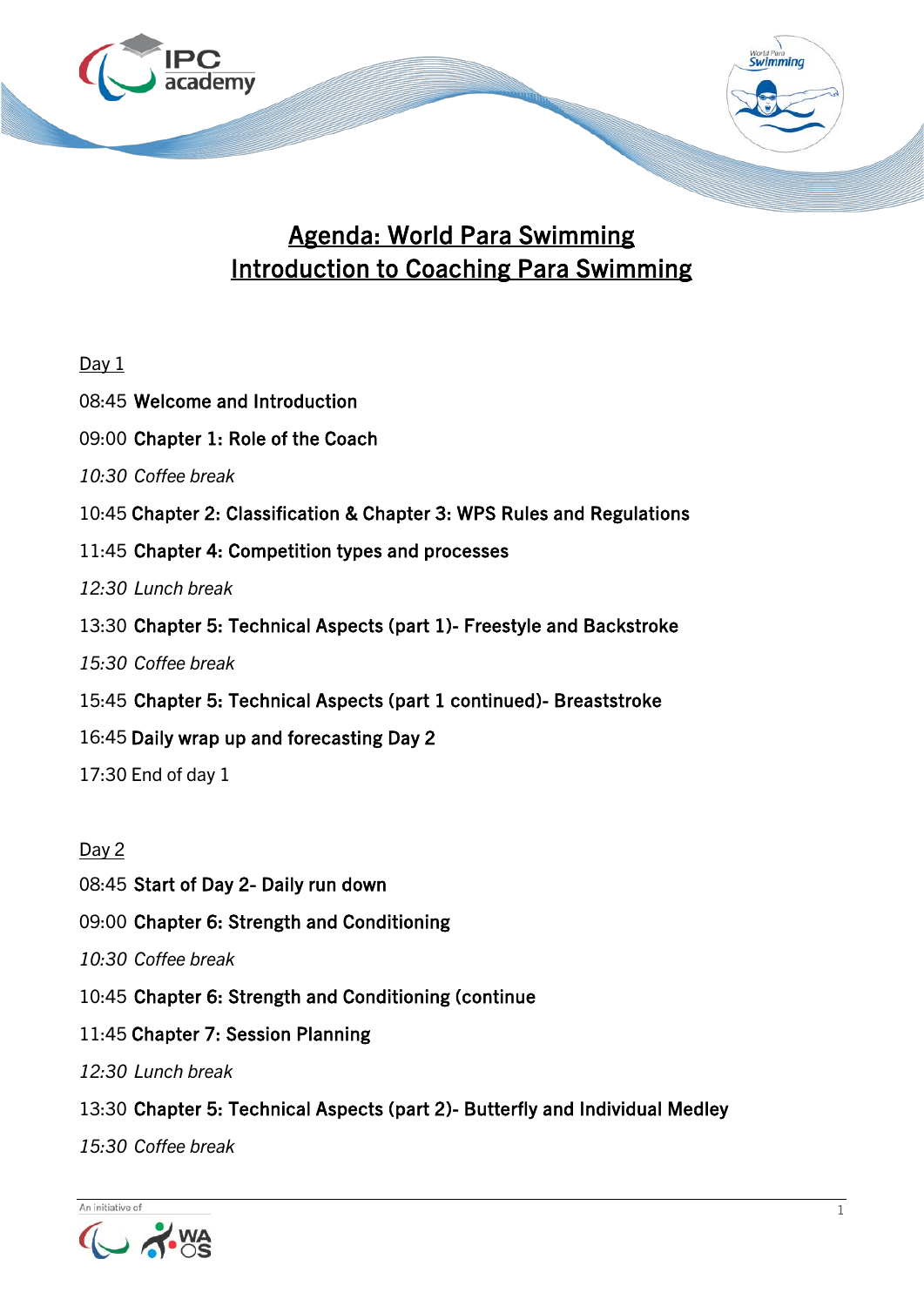# Agenda: World Para Swimming
# Introduction to Coaching Para Swimming

Day 1

08:45 **Welcome and Introduction**

09:00 **Chapter 1: Role of the Coach**

*10:30 Coffee break*

10:45 **Chapter 2: Classification & Chapter 3: WPS Rules and Regulations**

11:45 **Chapter 4: Competition types and processes**

*12:30 Lunch break*

13:30 **Chapter 5: Technical Aspects (part 1)- Freestyle and Backstroke**

*15:30 Coffee break*

15:45 **Chapter 5: Technical Aspects (part 1 continued)- Breaststroke**

16:45 **Daily wrap up and forecasting Day 2**

17:30 End of day 1

Day 2

08:45 **Start of Day 2- Daily run down**

09:00 **Chapter 6: Strength and Conditioning**

*10:30 Coffee break*

10:45 **Chapter 6: Strength and Conditioning (continue**

11:45 **Chapter 7: Session Planning**

*12:30 Lunch break*

13:30 **Chapter 5: Technical Aspects (part 2)- Butterfly and Individual Medley**

*15:30 Coffee break*

An initiative of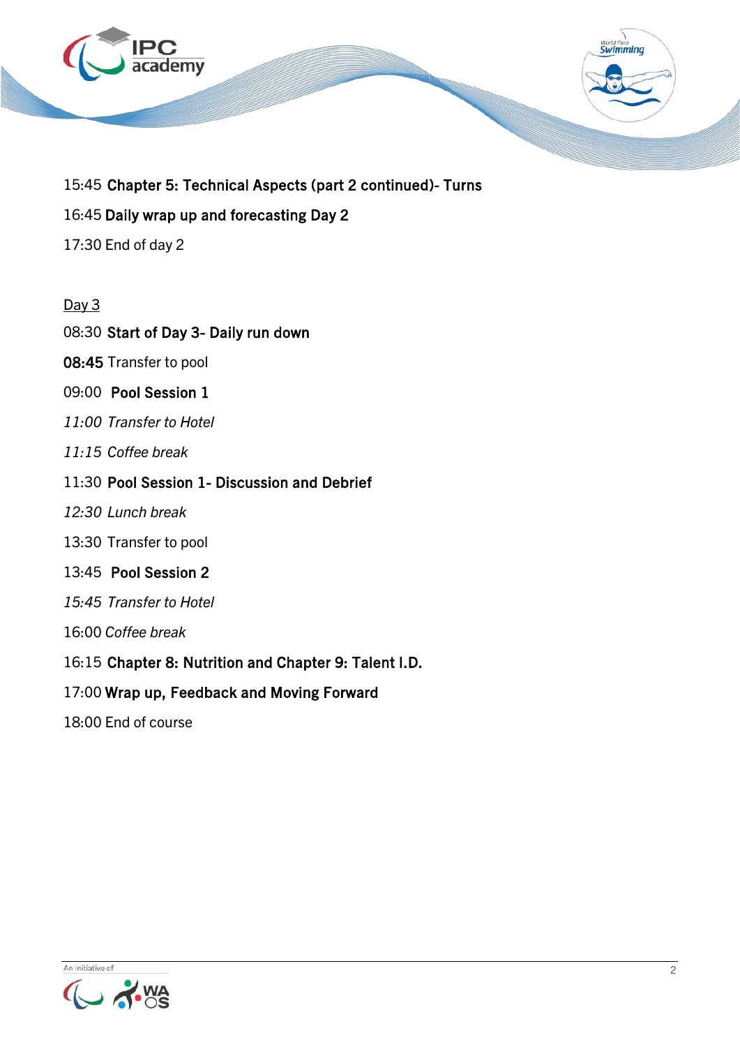15:45 **Chapter 5: Technical Aspects (part 2 continued)- Turns**

16:45 **Daily wrap up and forecasting Day 2**

17:30 End of day 2

Day 3

08:30 **Start of Day 3- Daily run down**

**08:45** Transfer to pool

09:00 **Pool Session 1**

*11:00 Transfer to Hotel*

*11:15 Coffee break*

11:30 **Pool Session 1- Discussion and Debrief**

*12:30 Lunch break*

13:30 Transfer to pool

13:45 **Pool Session 2**

*15:45 Transfer to Hotel*

16:00 *Coffee break*

16:15 **Chapter 8: Nutrition and Chapter 9: Talent I.D.**

17:00 **Wrap up, Feedback and Moving Forward**

18:00 End of course

An initiative of